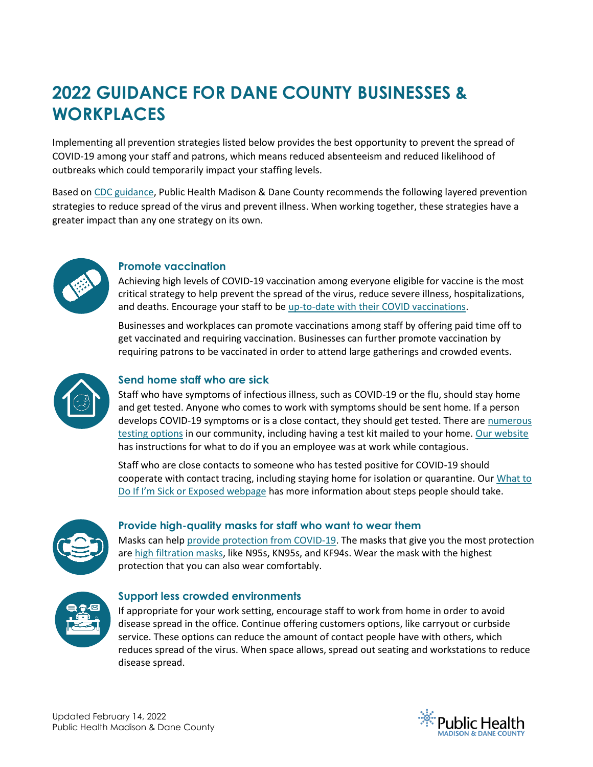# 2022 GUIDANCE FOR DANE COUNTY BUSINESSES & WORKPLACES

Implementing all prevention strategies listed below provides the best opportunity to prevent the spread of COVID-19 among your staff and patrons, which means reduced absenteeism and reduced likelihood of outbreaks which could temporarily impact your staffing levels.

Based on CDC guidance, Public Health Madison & Dane County recommends the following layered prevention strategies to reduce spread of the virus and prevent illness. When working together, these strategies have a greater impact than any one strategy on its own.

### Promote vaccination

Achieving high levels of COVID-19 vaccination among everyone eligible for vaccine is the most critical strategy to help prevent the spread of the virus, reduce severe illness, hospitalizations, and deaths. Encourage your staff to be up-to-date with their COVID vaccinations.

Businesses and workplaces can promote vaccinations among staff by offering paid time off to get vaccinated and requiring vaccination. Businesses can further promote vaccination by requiring patrons to be vaccinated in order to attend large gatherings and crowded events.

### Send home staff who are sick

Staff who have symptoms of infectious illness, such as COVID-19 or the flu, should stay home and get tested. Anyone who comes to work with symptoms should be sent home. If a person develops COVID-19 symptoms or is a close contact, they should get tested. There are numerous testing options in our community, including having a test kit mailed to your home. Our website has instructions for what to do if you an employee was at work while contagious.

Staff who are close contacts to someone who has tested positive for COVID-19 should cooperate with contact tracing, including staying home for isolation or quarantine. Our What to Do If I'm Sick or Exposed webpage has more information about steps people should take.

### Provide high-quality masks for staff who want to wear them

Masks can help provide protection from COVID-19. The masks that give you the most protection are high filtration masks, like N95s, KN95s, and KF94s. Wear the mask with the highest protection that you can also wear comfortably.

### Support less crowded environments

If appropriate for your work setting, encourage staff to work from home in order to avoid disease spread in the office. Continue offering customers options, like carryout or curbside service. These options can reduce the amount of contact people have with others, which reduces spread of the virus. When space allows, spread out seating and workstations to reduce disease spread.

Updated February 14, 2022
Public Health Madison & Dane County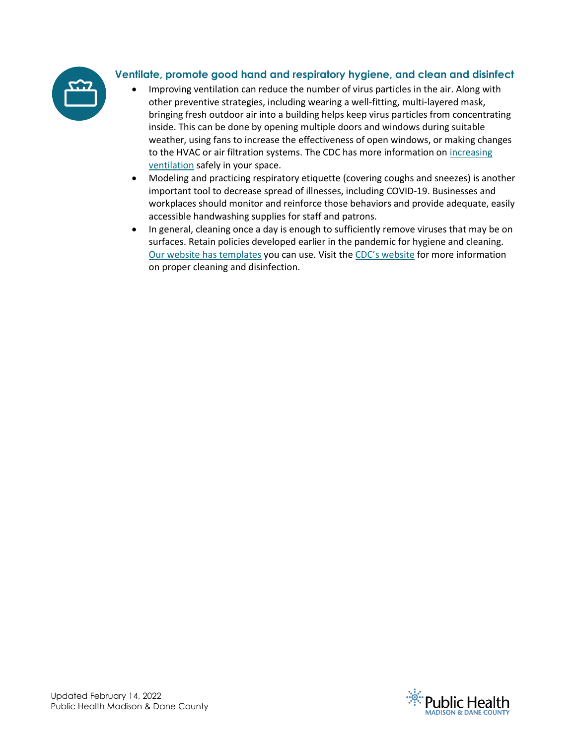### Ventilate, promote good hand and respiratory hygiene, and clean and disinfect

- Improving ventilation can reduce the number of virus particles in the air. Along with other preventive strategies, including wearing a well-fitting, multi-layered mask, bringing fresh outdoor air into a building helps keep virus particles from concentrating inside. This can be done by opening multiple doors and windows during suitable weather, using fans to increase the effectiveness of open windows, or making changes to the HVAC or air filtration systems. The CDC has more information on increasing ventilation safely in your space.
- Modeling and practicing respiratory etiquette (covering coughs and sneezes) is another important tool to decrease spread of illnesses, including COVID-19. Businesses and workplaces should monitor and reinforce those behaviors and provide adequate, easily accessible handwashing supplies for staff and patrons.
- In general, cleaning once a day is enough to sufficiently remove viruses that may be on surfaces. Retain policies developed earlier in the pandemic for hygiene and cleaning. Our website has templates you can use. Visit the CDC's website for more information on proper cleaning and disinfection.

Updated February 14, 2022
Public Health Madison & Dane County